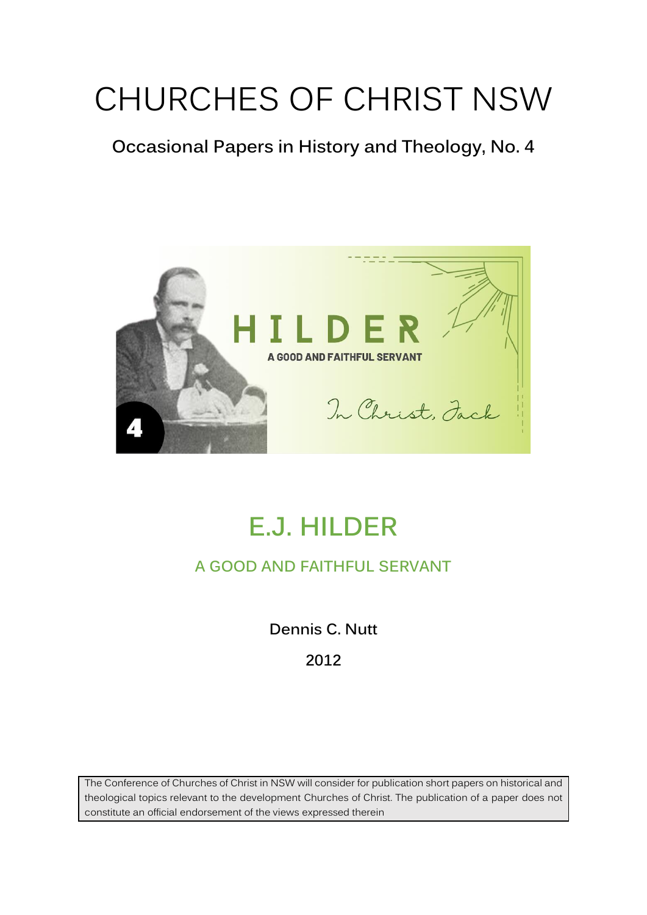# CHURCHES OF CHRIST NSW

**Occasional Papers in History and Theology, No. 4**

## E.J. HILDER

### A GOOD AND FAITHFUL SERVANT

**Dennis C. Nutt**

**2012**

The Conference of Churches of Christ in NSW will consider for publication short papers on historical and theological topics relevant to the development Churches of Christ. The publication of a paper does not constitute an official endorsement of the views expressed therein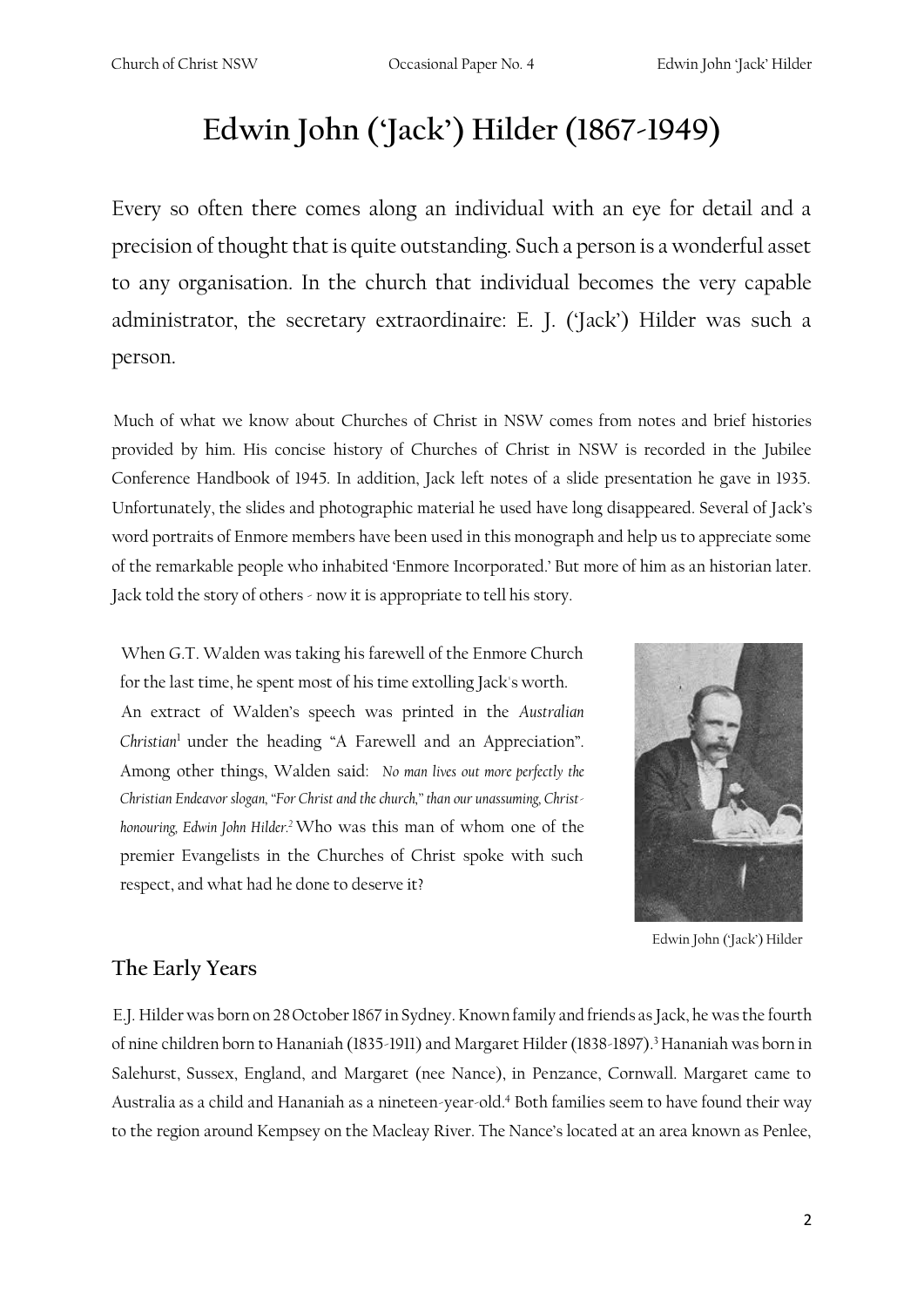# Edwin John ('Jack') Hilder (1867-1949)

Every so often there comes along an individual with an eye for detail and a precision of thought that is quite outstanding. Such a person is a wonderful asset to any organisation. In the church that individual becomes the very capable administrator, the secretary extraordinaire: E. J. ('Jack') Hilder was such a person.

Much of what we know about Churches of Christ in NSW comes from notes and brief histories provided by him. His concise history of Churches of Christ in NSW is recorded in the Jubilee Conference Handbook of 1945. In addition, Jack left notes of a slide presentation he gave in 1935. Unfortunately, the slides and photographic material he used have long disappeared. Several of Jack's word portraits of Enmore members have been used in this monograph and help us to appreciate some of the remarkable people who inhabited 'Enmore Incorporated.' But more of him as an historian later. Jack told the story of others - now it is appropriate to tell his story.

When G.T. Walden was taking his farewell of the Enmore Church for the last time, he spent most of his time extolling Jack's worth. An extract of Walden's speech was printed in the *Australian Christian*[1] under the heading "A Farewell and an Appreciation". Among other things, Walden said: *No man lives out more perfectly the Christian Endeavor slogan, "For Christ and the church," than our unassuming, Christ-honouring, Edwin John Hilder.*[2] Who was this man of whom one of the premier Evangelists in the Churches of Christ spoke with such respect, and what had he done to deserve it?

Edwin John ('Jack') Hilder

## The Early Years

E.J. Hilder was born on 28 October 1867 in Sydney. Known family and friends as Jack, he was the fourth of nine children born to Hananiah (1835-1911) and Margaret Hilder (1838-1897).[3] Hananiah was born in Salehurst, Sussex, England, and Margaret (nee Nance), in Penzance, Cornwall. Margaret came to Australia as a child and Hananiah as a nineteen-year-old.[4] Both families seem to have found their way to the region around Kempsey on the Macleay River. The Nance's located at an area known as Penlee,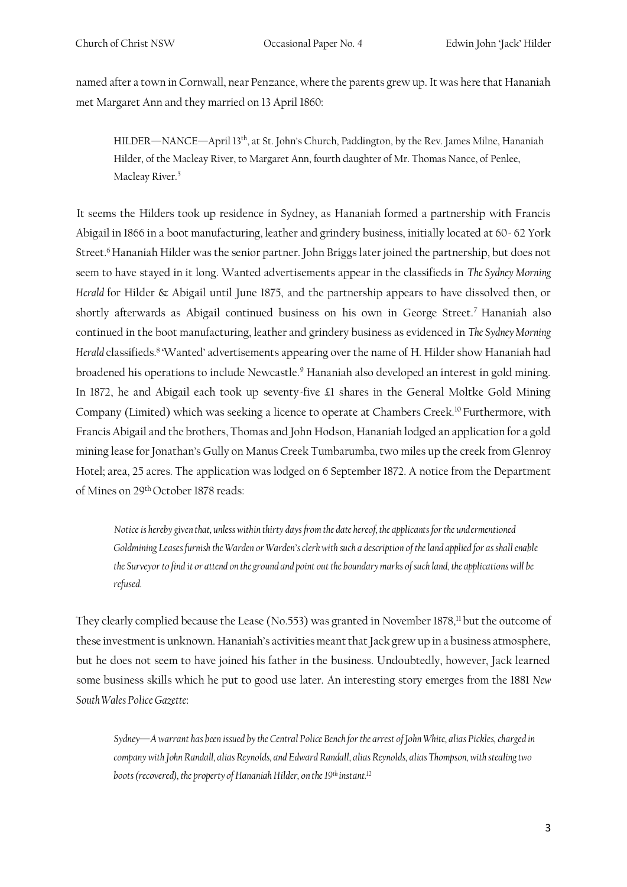named after a town in Cornwall, near Penzance, where the parents grew up. It was here that Hananiah met Margaret Ann and they married on 13 April 1860:

> HILDER—NANCE—April 13th, at St. John's Church, Paddington, by the Rev. James Milne, Hananiah Hilder, of the Macleay River, to Margaret Ann, fourth daughter of Mr. Thomas Nance, of Penlee, Macleay River.[5]

It seems the Hilders took up residence in Sydney, as Hananiah formed a partnership with Francis Abigail in 1866 in a boot manufacturing, leather and grindery business, initially located at 60- 62 York Street.[6] Hananiah Hilder was the senior partner. John Briggs later joined the partnership, but does not seem to have stayed in it long. Wanted advertisements appear in the classifieds in *The Sydney Morning Herald* for Hilder & Abigail until June 1875, and the partnership appears to have dissolved then, or shortly afterwards as Abigail continued business on his own in George Street.[7] Hananiah also continued in the boot manufacturing, leather and grindery business as evidenced in *The Sydney Morning Herald* classifieds.[8] 'Wanted' advertisements appearing over the name of H. Hilder show Hananiah had broadened his operations to include Newcastle.[9] Hananiah also developed an interest in gold mining. In 1872, he and Abigail each took up seventy-five £1 shares in the General Moltke Gold Mining Company (Limited) which was seeking a licence to operate at Chambers Creek.[10] Furthermore, with Francis Abigail and the brothers, Thomas and John Hodson, Hananiah lodged an application for a gold mining lease for Jonathan's Gully on Manus Creek Tumbarumba, two miles up the creek from Glenroy Hotel; area, 25 acres. The application was lodged on 6 September 1872. A notice from the Department of Mines on 29th October 1878 reads:

> *Notice is hereby given that, unless within thirty days from the date hereof, the applicants for the undermentioned Goldmining Leases furnish the Warden or Warden's clerk with such a description of the land applied for as shall enable the Surveyor to find it or attend on the ground and point out the boundary marks of such land, the applications will be refused.*

They clearly complied because the Lease (No.553) was granted in November 1878,[11] but the outcome of these investment is unknown. Hananiah's activities meant that Jack grew up in a business atmosphere, but he does not seem to have joined his father in the business. Undoubtedly, however, Jack learned some business skills which he put to good use later. An interesting story emerges from the 1881 *New South Wales Police Gazette*:

> *Sydney—A warrant has been issued by the Central Police Bench for the arrest of John White, alias Pickles, charged in company with John Randall, alias Reynolds, and Edward Randall, alias Reynolds, alias Thompson, with stealing two boots (recovered), the property of Hananiah Hilder, on the 19th instant.*[12]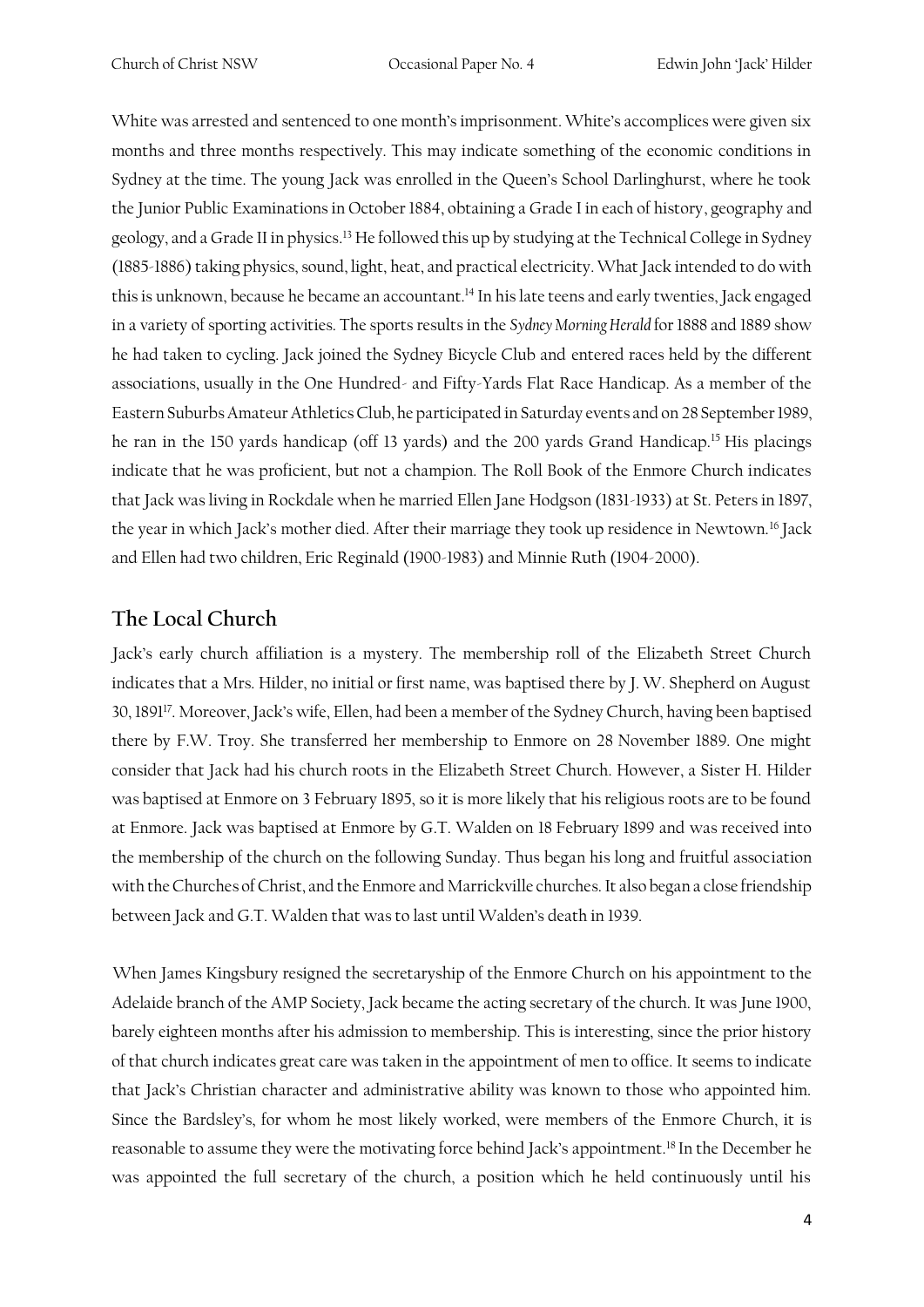White was arrested and sentenced to one month's imprisonment. White's accomplices were given six months and three months respectively. This may indicate something of the economic conditions in Sydney at the time. The young Jack was enrolled in the Queen's School Darlinghurst, where he took the Junior Public Examinations in October 1884, obtaining a Grade I in each of history, geography and geology, and a Grade II in physics.[13] He followed this up by studying at the Technical College in Sydney (1885-1886) taking physics, sound, light, heat, and practical electricity. What Jack intended to do with this is unknown, because he became an accountant.[14] In his late teens and early twenties, Jack engaged in a variety of sporting activities. The sports results in the *Sydney Morning Herald* for 1888 and 1889 show he had taken to cycling. Jack joined the Sydney Bicycle Club and entered races held by the different associations, usually in the One Hundred- and Fifty-Yards Flat Race Handicap. As a member of the Eastern Suburbs Amateur Athletics Club, he participated in Saturday events and on 28 September 1989, he ran in the 150 yards handicap (off 13 yards) and the 200 yards Grand Handicap.[15] His placings indicate that he was proficient, but not a champion. The Roll Book of the Enmore Church indicates that Jack was living in Rockdale when he married Ellen Jane Hodgson (1831-1933) at St. Peters in 1897, the year in which Jack's mother died. After their marriage they took up residence in Newtown.[16] Jack and Ellen had two children, Eric Reginald (1900-1983) and Minnie Ruth (1904-2000).

## The Local Church

Jack's early church affiliation is a mystery. The membership roll of the Elizabeth Street Church indicates that a Mrs. Hilder, no initial or first name, was baptised there by J. W. Shepherd on August 30, 1891[17]. Moreover, Jack's wife, Ellen, had been a member of the Sydney Church, having been baptised there by F.W. Troy. She transferred her membership to Enmore on 28 November 1889. One might consider that Jack had his church roots in the Elizabeth Street Church. However, a Sister H. Hilder was baptised at Enmore on 3 February 1895, so it is more likely that his religious roots are to be found at Enmore. Jack was baptised at Enmore by G.T. Walden on 18 February 1899 and was received into the membership of the church on the following Sunday. Thus began his long and fruitful association with the Churches of Christ, and the Enmore and Marrickville churches. It also began a close friendship between Jack and G.T. Walden that was to last until Walden's death in 1939.

When James Kingsbury resigned the secretaryship of the Enmore Church on his appointment to the Adelaide branch of the AMP Society, Jack became the acting secretary of the church. It was June 1900, barely eighteen months after his admission to membership. This is interesting, since the prior history of that church indicates great care was taken in the appointment of men to office. It seems to indicate that Jack's Christian character and administrative ability was known to those who appointed him. Since the Bardsley's, for whom he most likely worked, were members of the Enmore Church, it is reasonable to assume they were the motivating force behind Jack's appointment.[18] In the December he was appointed the full secretary of the church, a position which he held continuously until his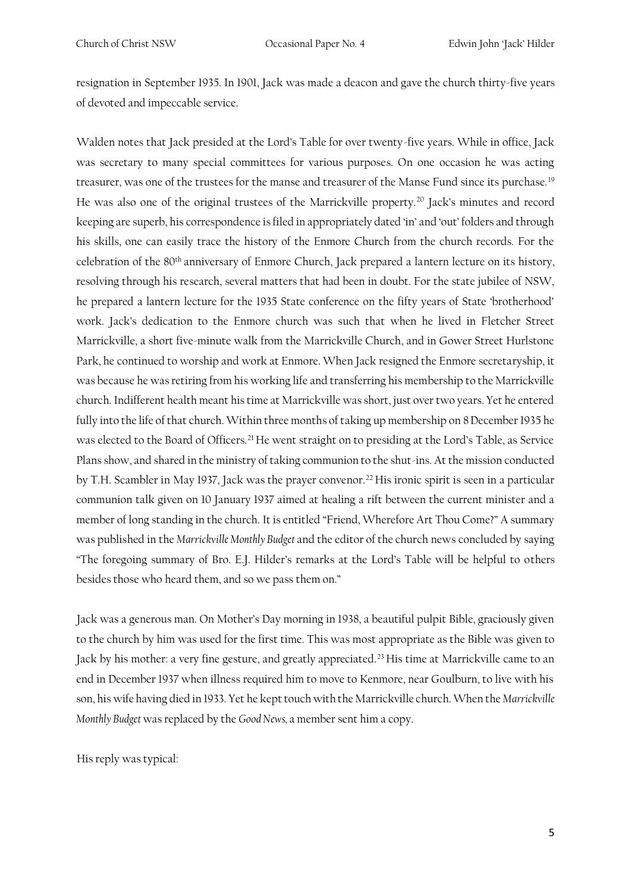resignation in September 1935. In 1901, Jack was made a deacon and gave the church thirty-five years of devoted and impeccable service.

Walden notes that Jack presided at the Lord's Table for over twenty-five years. While in office, Jack was secretary to many special committees for various purposes. On one occasion he was acting treasurer, was one of the trustees for the manse and treasurer of the Manse Fund since its purchase.[19] He was also one of the original trustees of the Marrickville property.[20] Jack's minutes and record keeping are superb, his correspondence is filed in appropriately dated 'in' and 'out' folders and through his skills, one can easily trace the history of the Enmore Church from the church records. For the celebration of the 80th anniversary of Enmore Church, Jack prepared a lantern lecture on its history, resolving through his research, several matters that had been in doubt. For the state jubilee of NSW, he prepared a lantern lecture for the 1935 State conference on the fifty years of State 'brotherhood' work. Jack's dedication to the Enmore church was such that when he lived in Fletcher Street Marrickville, a short five-minute walk from the Marrickville Church, and in Gower Street Hurlstone Park, he continued to worship and work at Enmore. When Jack resigned the Enmore secretaryship, it was because he was retiring from his working life and transferring his membership to the Marrickville church. Indifferent health meant his time at Marrickville was short, just over two years. Yet he entered fully into the life of that church. Within three months of taking up membership on 8 December 1935 he was elected to the Board of Officers.[21] He went straight on to presiding at the Lord's Table, as Service Plans show, and shared in the ministry of taking communion to the shut-ins. At the mission conducted by T.H. Scambler in May 1937, Jack was the prayer convenor.[22] His ironic spirit is seen in a particular communion talk given on 10 January 1937 aimed at healing a rift between the current minister and a member of long standing in the church. It is entitled "Friend, Wherefore Art Thou Come?" A summary was published in the *Marrickville Monthly Budget* and the editor of the church news concluded by saying "The foregoing summary of Bro. E.J. Hilder's remarks at the Lord's Table will be helpful to others besides those who heard them, and so we pass them on."

Jack was a generous man. On Mother's Day morning in 1938, a beautiful pulpit Bible, graciously given to the church by him was used for the first time. This was most appropriate as the Bible was given to Jack by his mother: a very fine gesture, and greatly appreciated.[23] His time at Marrickville came to an end in December 1937 when illness required him to move to Kenmore, near Goulburn, to live with his son, his wife having died in 1933. Yet he kept touch with the Marrickville church. When the *Marrickville Monthly Budget* was replaced by the *Good News*, a member sent him a copy.

His reply was typical: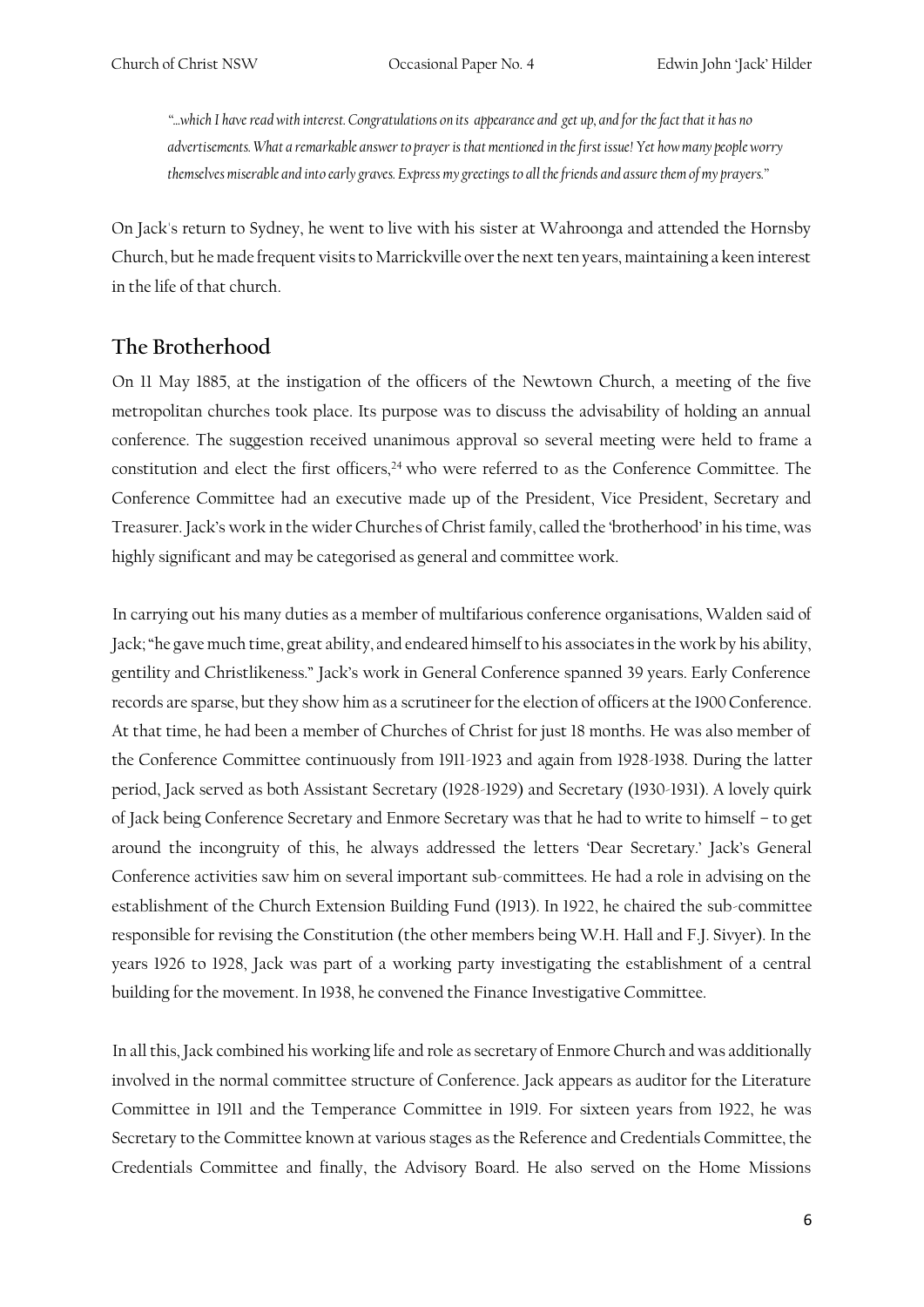*"...which I have read with interest. Congratulations on its appearance and get up, and for the fact that it has no advertisements. What a remarkable answer to prayer is that mentioned in the first issue! Yet how many people worry themselves miserable and into early graves. Express my greetings to all the friends and assure them of my prayers."*

On Jack's return to Sydney, he went to live with his sister at Wahroonga and attended the Hornsby Church, but he made frequent visits to Marrickville over the next ten years, maintaining a keen interest in the life of that church.

## The Brotherhood

On 11 May 1885, at the instigation of the officers of the Newtown Church, a meeting of the five metropolitan churches took place. Its purpose was to discuss the advisability of holding an annual conference. The suggestion received unanimous approval so several meeting were held to frame a constitution and elect the first officers,[24] who were referred to as the Conference Committee. The Conference Committee had an executive made up of the President, Vice President, Secretary and Treasurer. Jack's work in the wider Churches of Christ family, called the 'brotherhood' in his time, was highly significant and may be categorised as general and committee work.

In carrying out his many duties as a member of multifarious conference organisations, Walden said of Jack; "he gave much time, great ability, and endeared himself to his associates in the work by his ability, gentility and Christlikeness." Jack's work in General Conference spanned 39 years. Early Conference records are sparse, but they show him as a scrutineer for the election of officers at the 1900 Conference. At that time, he had been a member of Churches of Christ for just 18 months. He was also member of the Conference Committee continuously from 1911-1923 and again from 1928-1938. During the latter period, Jack served as both Assistant Secretary (1928-1929) and Secretary (1930-1931). A lovely quirk of Jack being Conference Secretary and Enmore Secretary was that he had to write to himself – to get around the incongruity of this, he always addressed the letters 'Dear Secretary.' Jack's General Conference activities saw him on several important sub-committees. He had a role in advising on the establishment of the Church Extension Building Fund (1913). In 1922, he chaired the sub-committee responsible for revising the Constitution (the other members being W.H. Hall and F.J. Sivyer). In the years 1926 to 1928, Jack was part of a working party investigating the establishment of a central building for the movement. In 1938, he convened the Finance Investigative Committee.

In all this, Jack combined his working life and role as secretary of Enmore Church and was additionally involved in the normal committee structure of Conference. Jack appears as auditor for the Literature Committee in 1911 and the Temperance Committee in 1919. For sixteen years from 1922, he was Secretary to the Committee known at various stages as the Reference and Credentials Committee, the Credentials Committee and finally, the Advisory Board. He also served on the Home Missions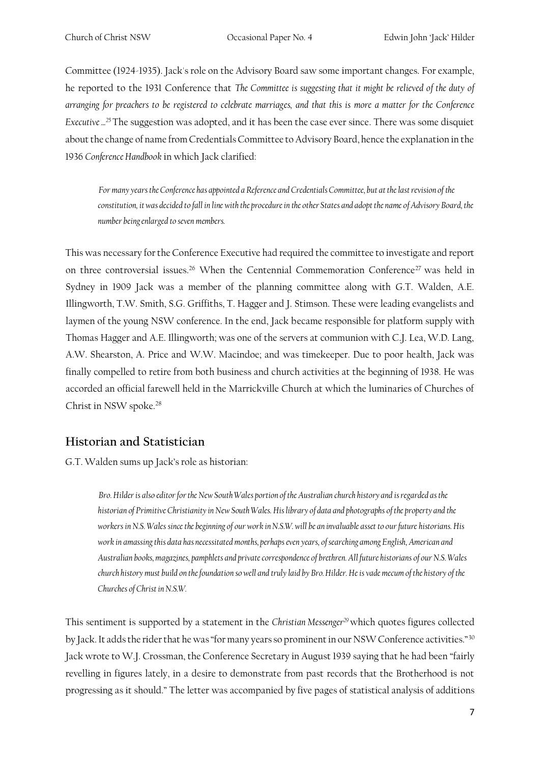Committee (1924-1935). Jack's role on the Advisory Board saw some important changes. For example, he reported to the 1931 Conference that *The Committee is suggesting that it might be relieved of the duty of arranging for preachers to be registered to celebrate marriages, and that this is more a matter for the Conference Executive …*[25] The suggestion was adopted, and it has been the case ever since. There was some disquiet about the change of name from Credentials Committee to Advisory Board, hence the explanation in the 1936 *Conference Handbook* in which Jack clarified:

> *For many years the Conference has appointed a Reference and Credentials Committee, but at the last revision of the constitution, it was decided to fall in line with the procedure in the other States and adopt the name of Advisory Board, the number being enlarged to seven members.*

This was necessary for the Conference Executive had required the committee to investigate and report on three controversial issues.[26] When the Centennial Commemoration Conference[27] was held in Sydney in 1909 Jack was a member of the planning committee along with G.T. Walden, A.E. Illingworth, T.W. Smith, S.G. Griffiths, T. Hagger and J. Stimson. These were leading evangelists and laymen of the young NSW conference. In the end, Jack became responsible for platform supply with Thomas Hagger and A.E. Illingworth; was one of the servers at communion with C.J. Lea, W.D. Lang, A.W. Shearston, A. Price and W.W. Macindoe; and was timekeeper. Due to poor health, Jack was finally compelled to retire from both business and church activities at the beginning of 1938. He was accorded an official farewell held in the Marrickville Church at which the luminaries of Churches of Christ in NSW spoke.[28]

## Historian and Statistician

G.T. Walden sums up Jack's role as historian:

> *Bro. Hilder is also editor for the New South Wales portion of the Australian church history and is regarded as the historian of Primitive Christianity in New South Wales. His library of data and photographs of the property and the workers in N.S. Wales since the beginning of our work in N.S.W. will be an invaluable asset to our future historians. His work in amassing this data has necessitated months, perhaps even years, of searching among English, American and Australian books, magazines, pamphlets and private correspondence of brethren. All future historians of our N.S. Wales church history must build on the foundation so well and truly laid by Bro. Hilder. He is vade mecum of the history of the Churches of Christ in N.S.W.*

This sentiment is supported by a statement in the *Christian Messenger*[29] which quotes figures collected by Jack. It adds the rider that he was "for many years so prominent in our NSW Conference activities."[30] Jack wrote to W.J. Crossman, the Conference Secretary in August 1939 saying that he had been "fairly revelling in figures lately, in a desire to demonstrate from past records that the Brotherhood is not progressing as it should." The letter was accompanied by five pages of statistical analysis of additions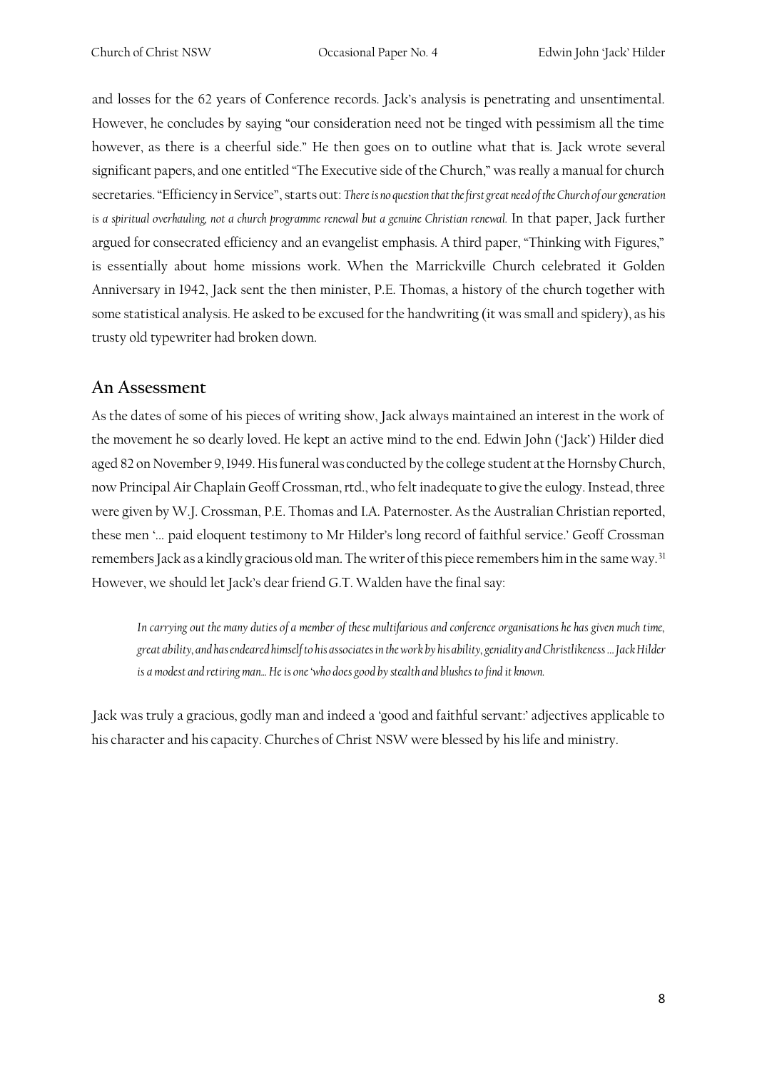and losses for the 62 years of Conference records. Jack's analysis is penetrating and unsentimental. However, he concludes by saying "our consideration need not be tinged with pessimism all the time however, as there is a cheerful side." He then goes on to outline what that is. Jack wrote several significant papers, and one entitled "The Executive side of the Church," was really a manual for church secretaries. "Efficiency in Service", starts out: *There is no question that the first great need of the Church of our generation is a spiritual overhauling, not a church programme renewal but a genuine Christian renewal.* In that paper, Jack further argued for consecrated efficiency and an evangelist emphasis. A third paper, "Thinking with Figures," is essentially about home missions work. When the Marrickville Church celebrated it Golden Anniversary in 1942, Jack sent the then minister, P.E. Thomas, a history of the church together with some statistical analysis. He asked to be excused for the handwriting (it was small and spidery), as his trusty old typewriter had broken down.

## An Assessment

As the dates of some of his pieces of writing show, Jack always maintained an interest in the work of the movement he so dearly loved. He kept an active mind to the end. Edwin John ('Jack') Hilder died aged 82 on November 9, 1949. His funeral was conducted by the college student at the Hornsby Church, now Principal Air Chaplain Geoff Crossman, rtd., who felt inadequate to give the eulogy. Instead, three were given by W.J. Crossman, P.E. Thomas and I.A. Paternoster. As the Australian Christian reported, these men '… paid eloquent testimony to Mr Hilder's long record of faithful service.' Geoff Crossman remembers Jack as a kindly gracious old man. The writer of this piece remembers him in the same way.[31] However, we should let Jack's dear friend G.T. Walden have the final say:

> *In carrying out the many duties of a member of these multifarious and conference organisations he has given much time, great ability, and has endeared himself to his associates in the work by his ability, geniality and Christlikeness … Jack Hilder is a modest and retiring man… He is one 'who does good by stealth and blushes to find it known.*

Jack was truly a gracious, godly man and indeed a 'good and faithful servant:' adjectives applicable to his character and his capacity. Churches of Christ NSW were blessed by his life and ministry.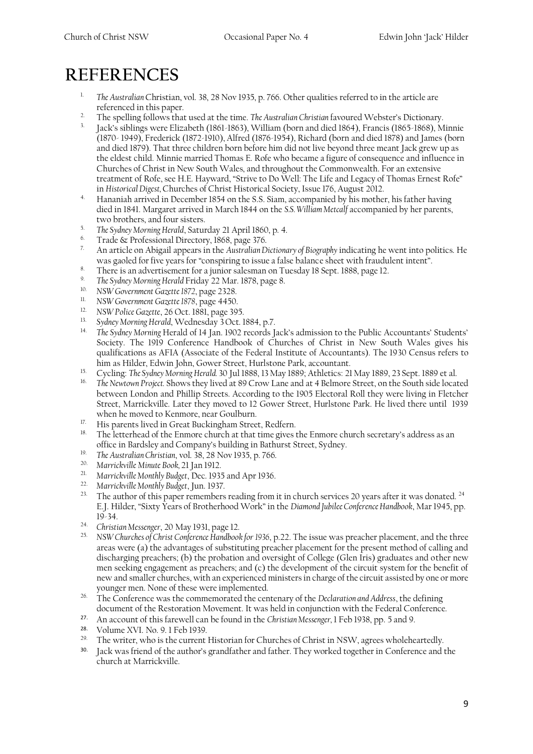# REFERENCES

1. *The Australian* Christian, vol. 38, 28 Nov 1935, p. 766. Other qualities referred to in the article are referenced in this paper.
2. The spelling follows that used at the time. *The Australian Christian* favoured Webster's Dictionary.
3. Jack's siblings were Elizabeth (1861-1863), William (born and died 1864), Francis (1865-1868), Minnie (1870- 1949), Frederick (1872-1910), Alfred (1876-1954), Richard (born and died 1878) and James (born and died 1879). That three children born before him did not live beyond three meant Jack grew up as the eldest child. Minnie married Thomas E. Rofe who became a figure of consequence and influence in Churches of Christ in New South Wales, and throughout the Commonwealth. For an extensive treatment of Rofe, see H.E. Hayward, "Strive to Do Well: The Life and Legacy of Thomas Ernest Rofe" in *Historical Digest*, Churches of Christ Historical Society, Issue 176, August 2012.
4. Hananiah arrived in December 1854 on the S.S. Siam, accompanied by his mother, his father having died in 1841. Margaret arrived in March 1844 on the *S.S. William Metcalf* accompanied by her parents, two brothers, and four sisters.
5. *The Sydney Morning Herald*, Saturday 21 April 1860, p. 4.
6. Trade & Professional Directory, 1868, page 376.
7. An article on Abigail appears in the *Australian Dictionary of Biography* indicating he went into politics. He was gaoled for five years for "conspiring to issue a false balance sheet with fraudulent intent".
8. There is an advertisement for a junior salesman on Tuesday 18 Sept. 1888, page 12.
9. *The Sydney Morning Herald* Friday 22 Mar. 1878, page 8.
10. *NSW Government Gazette 1872*, page 2328.
11. *NSW Government Gazette 1878*, page 4450.
12. *NSW Police Gazette*, 26 Oct. 1881, page 395.
13. *Sydney Morning Herald*, Wednesday 3 Oct. 1884, p.7.
14. *The Sydney Morning* Herald of 14 Jan. 1902 records Jack's admission to the Public Accountants' Students' Society. The 1919 Conference Handbook of Churches of Christ in New South Wales gives his qualifications as AFIA (Associate of the Federal Institute of Accountants). The 1930 Census refers to him as Hilder, Edwin John, Gower Street, Hurlstone Park, accountant.
15. Cycling: *The Sydney Morning Herald.* 30 Jul 1888, 13 May 1889; Athletics: 21 May 1889, 23 Sept. 1889 et al.
16. *The Newtown Project.* Shows they lived at 89 Crow Lane and at 4 Belmore Street, on the South side located between London and Phillip Streets. According to the 1905 Electoral Roll they were living in Fletcher Street, Marrickville. Later they moved to 12 Gower Street, Hurlstone Park. He lived there until 1939 when he moved to Kenmore, near Goulburn.
17. His parents lived in Great Buckingham Street, Redfern.
18. The letterhead of the Enmore church at that time gives the Enmore church secretary's address as an office in Bardsley and Company's building in Bathurst Street, Sydney.
19. *The Australian Christian*, vol. 38, 28 Nov 1935, p. 766.
20. *Marrickville Minute Book*, 21 Jan 1912.
21. *Marrickville Monthly Budget*, Dec. 1935 and Apr 1936.
22. *Marrickville Monthly Budget*, Jun. 1937.
23. The author of this paper remembers reading from it in church services 20 years after it was donated. [24] E.J. Hilder, "Sixty Years of Brotherhood Work" in the *Diamond Jubilee Conference Handbook*, Mar 1945, pp. 19-34.
24. *Christian Messenger*, 20 May 1931, page 12.
25. *NSW Churches of Christ Conference Handbook for 1936*, p.22. The issue was preacher placement, and the three areas were (a) the advantages of substituting preacher placement for the present method of calling and discharging preachers; (b) the probation and oversight of College (Glen Iris) graduates and other new men seeking engagement as preachers; and (c) the development of the circuit system for the benefit of new and smaller churches, with an experienced ministers in charge of the circuit assisted by one or more younger men. None of these were implemented.
26. The Conference was the commemorated the centenary of the *Declaration and Address*, the defining document of the Restoration Movement. It was held in conjunction with the Federal Conference.
27. An account of this farewell can be found in the *Christian Messenger*, 1 Feb 1938, pp. 5 and 9.
28. Volume XVI. No. 9. 1 Feb 1939.
29. The writer, who is the current Historian for Churches of Christ in NSW, agrees wholeheartedly.
30. Jack was friend of the author's grandfather and father. They worked together in Conference and the church at Marrickville.